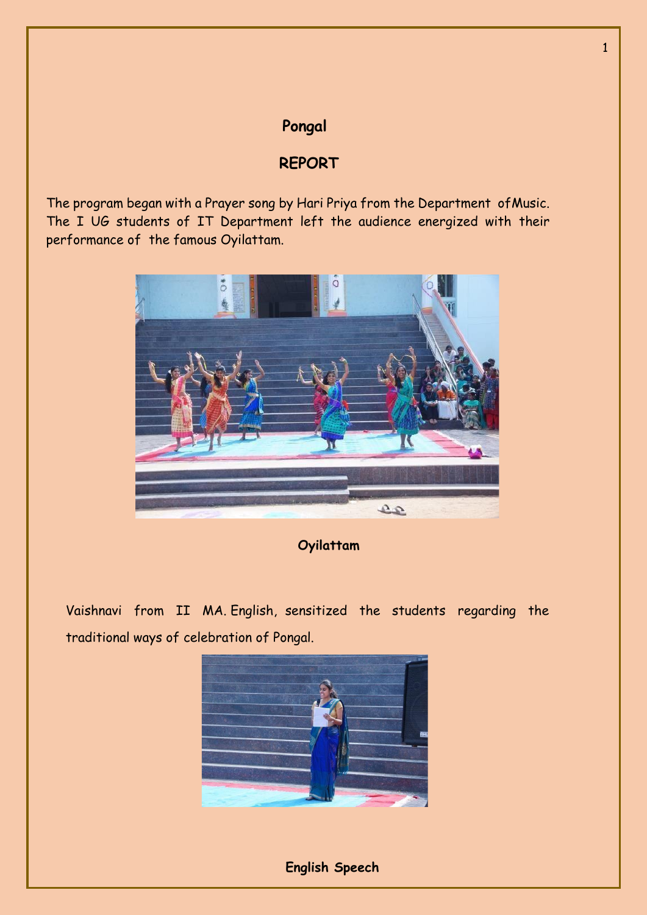# Pongal

## REPORT

The program began with a Prayer song by Hari Priya from the Department of Music. The I UG students of IT Department left the audience energized with their performance of the famous Oyilattam.

**Oyilattam**

Vaishnavi from II MA. English, sensitized the students regarding the traditional ways of celebration of Pongal.

**English Speech**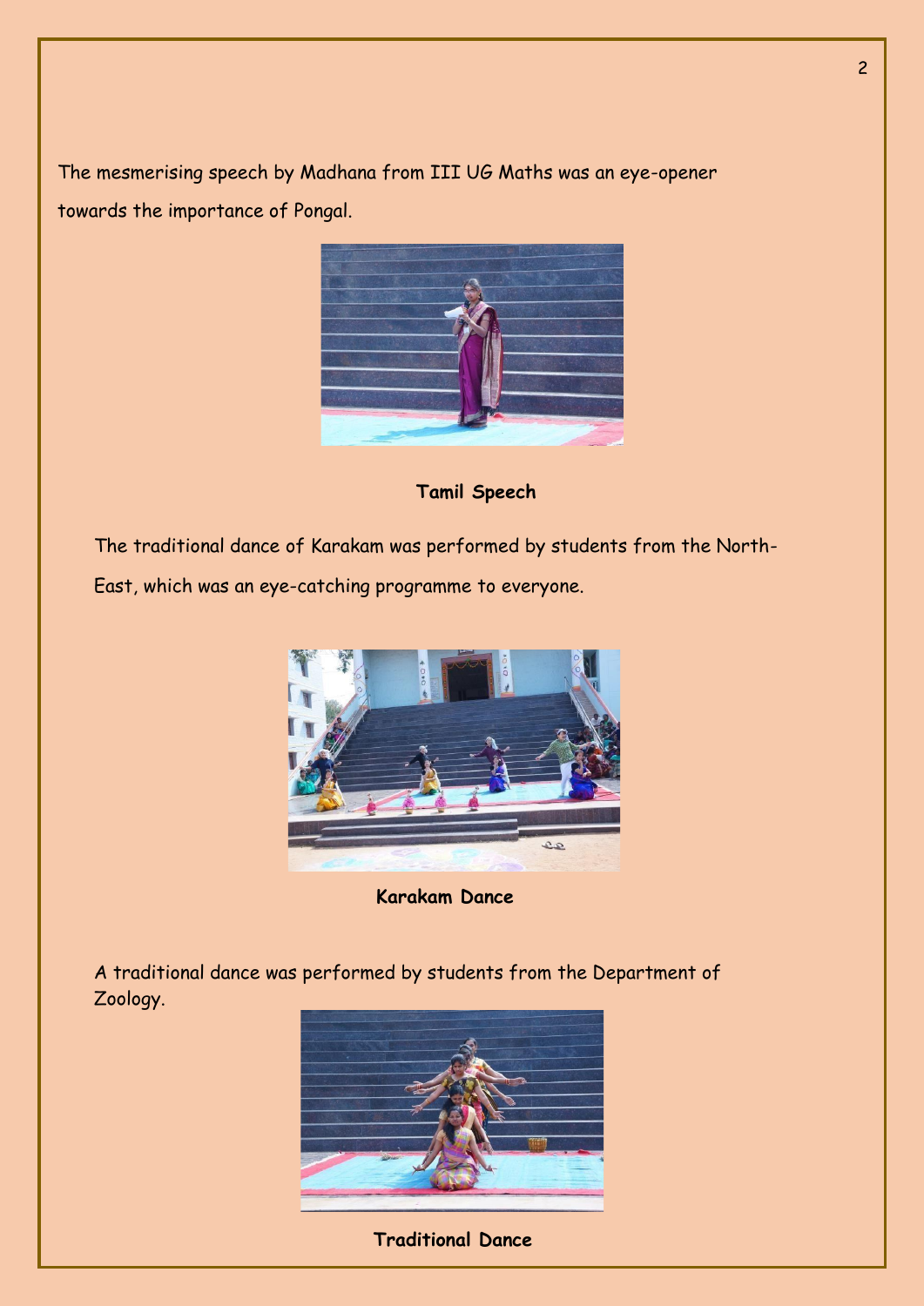The mesmerising speech by Madhana from III UG Maths was an eye-opener towards the importance of Pongal.

**Tamil Speech**

The traditional dance of Karakam was performed by students from the North-East, which was an eye-catching programme to everyone.

**Karakam Dance**

A traditional dance was performed by students from the Department of Zoology.

**Traditional Dance**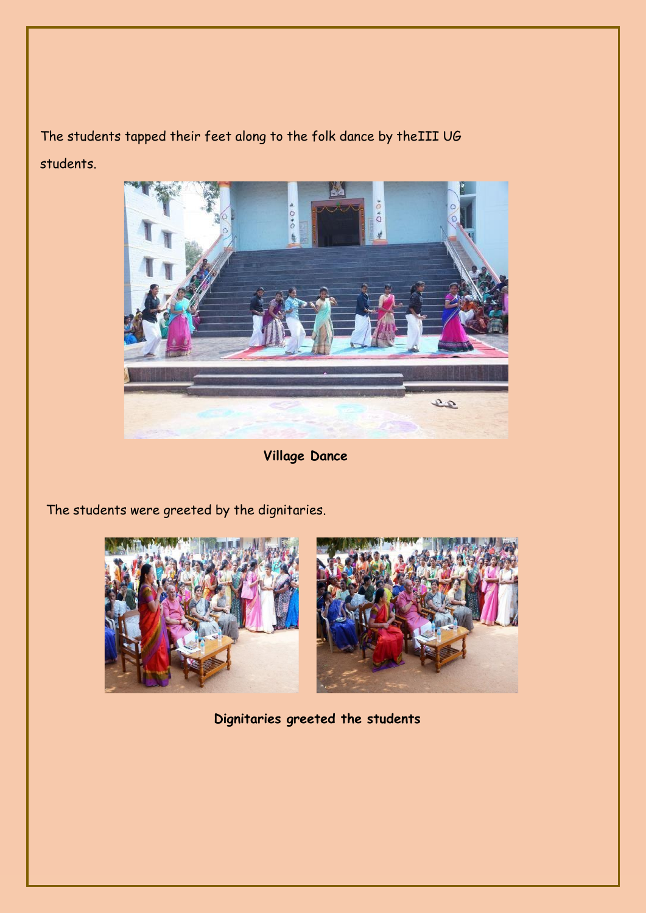The students tapped their feet along to the folk dance by theIII UG students.

**Village Dance**

The students were greeted by the dignitaries.

**Dignitaries greeted the students**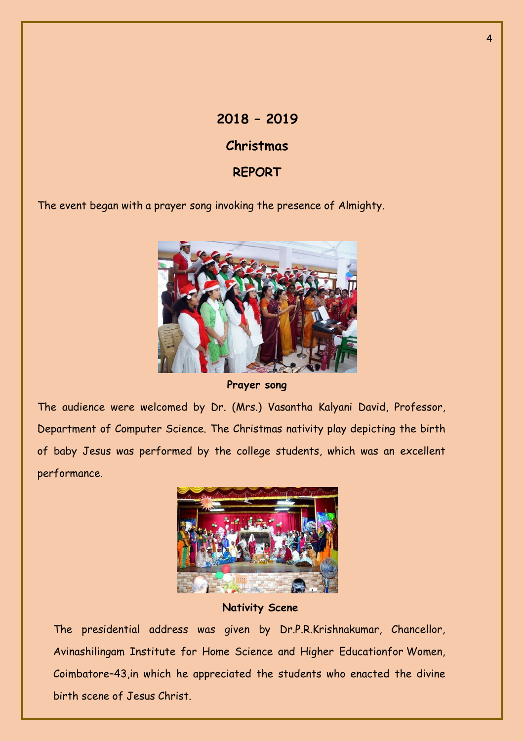# 2018 – 2019

## Christmas

## REPORT

The event began with a prayer song invoking the presence of Almighty.

**Prayer song**

The audience were welcomed by Dr. (Mrs.) Vasantha Kalyani David, Professor, Department of Computer Science. The Christmas nativity play depicting the birth of baby Jesus was performed by the college students, which was an excellent performance.

**Nativity Scene**

The presidential address was given by Dr.P.R.Krishnakumar, Chancellor, Avinashilingam Institute for Home Science and Higher Educationfor Women, Coimbatore–43,in which he appreciated the students who enacted the divine birth scene of Jesus Christ.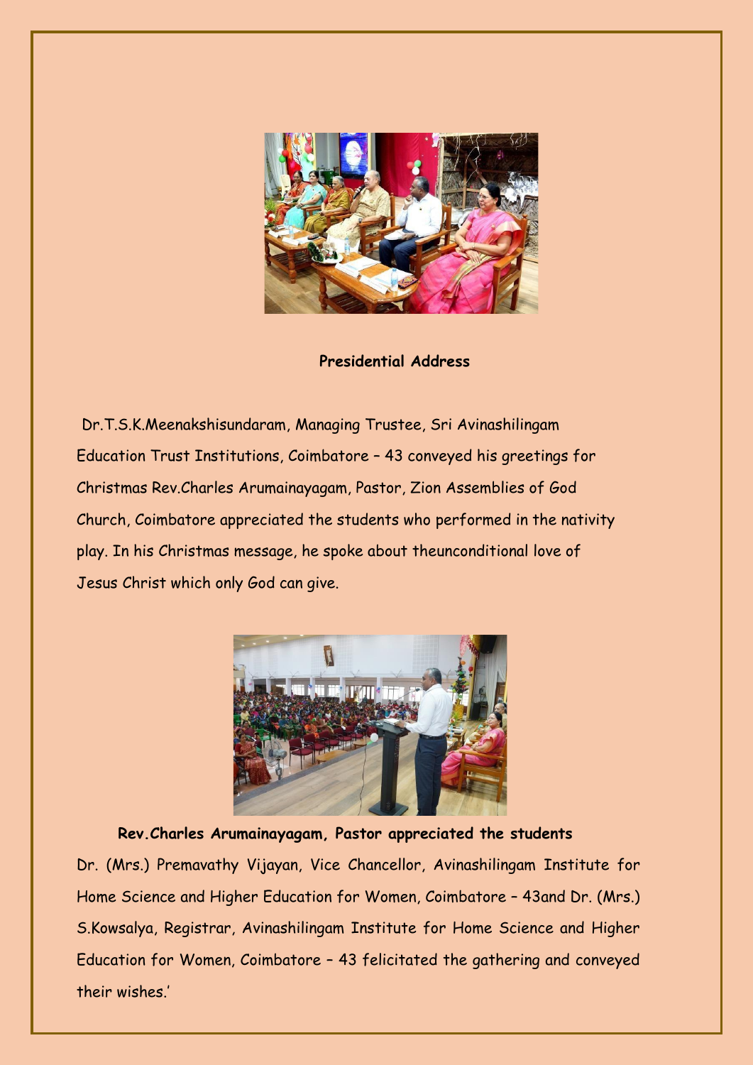**Presidential Address**

Dr.T.S.K.Meenakshisundaram, Managing Trustee, Sri Avinashilingam Education Trust Institutions, Coimbatore – 43 conveyed his greetings for Christmas Rev.Charles Arumainayagam, Pastor, Zion Assemblies of God Church, Coimbatore appreciated the students who performed in the nativity play. In his Christmas message, he spoke about theunconditional love of Jesus Christ which only God can give.

**Rev.Charles Arumainayagam, Pastor appreciated the students**

Dr. (Mrs.) Premavathy Vijayan, Vice Chancellor, Avinashilingam Institute for Home Science and Higher Education for Women, Coimbatore – 43and Dr. (Mrs.) S.Kowsalya, Registrar, Avinashilingam Institute for Home Science and Higher Education for Women, Coimbatore – 43 felicitated the gathering and conveyed their wishes.'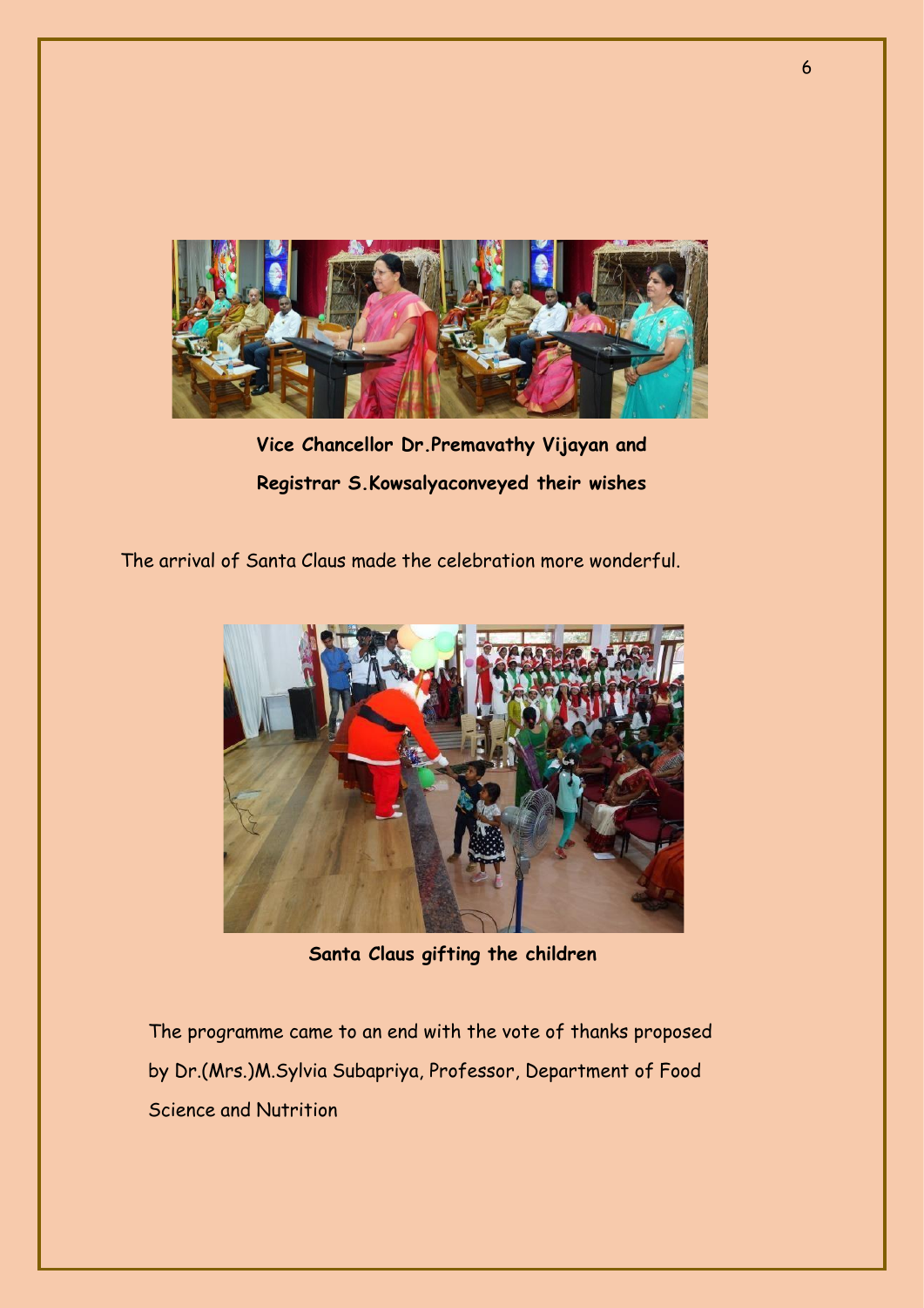**Vice Chancellor Dr.Premavathy Vijayan and Registrar S.Kowsalyaconveyed their wishes**

The arrival of Santa Claus made the celebration more wonderful.

**Santa Claus gifting the children**

The programme came to an end with the vote of thanks proposed by Dr.(Mrs.)M.Sylvia Subapriya, Professor, Department of Food Science and Nutrition